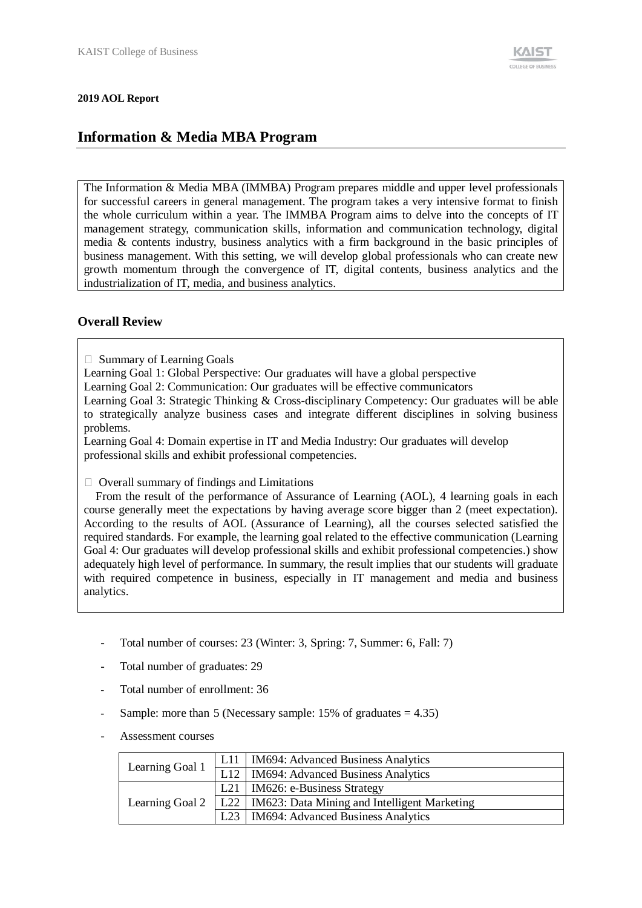**2019 AOL Report**

# Information & Media MBA Program

The Information & Media MBA (IMMBA) Program prepares middle and upper level professionals for successful careers in general management. The program takes a very intensive format to finish the whole curriculum within a year. The IMMBA Program aims to delve into the concepts of IT management strategy, communication skills, information and communication technology, digital media & contents industry, business analytics with a firm background in the basic principles of business management. With this setting, we will develop global professionals who can create new growth momentum through the convergence of IT, digital contents, business analytics and the industrialization of IT, media, and business analytics.

## Overall Review

□ Summary of Learning Goals

Learning Goal 1: Global Perspective: Our graduates will have a global perspective

Learning Goal 2: Communication: Our graduates will be effective communicators

Learning Goal 3: Strategic Thinking & Cross-disciplinary Competency: Our graduates will be able to strategically analyze business cases and integrate different disciplines in solving business problems.

Learning Goal 4: Domain expertise in IT and Media Industry: Our graduates will develop professional skills and exhibit professional competencies.

□ Overall summary of findings and Limitations

From the result of the performance of Assurance of Learning (AOL), 4 learning goals in each course generally meet the expectations by having average score bigger than 2 (meet expectation). According to the results of AOL (Assurance of Learning), all the courses selected satisfied the required standards. For example, the learning goal related to the effective communication (Learning Goal 4: Our graduates will develop professional skills and exhibit professional competencies.) show adequately high level of performance. In summary, the result implies that our students will graduate with required competence in business, especially in IT management and media and business analytics.

- Total number of courses: 23 (Winter: 3, Spring: 7, Summer: 6, Fall: 7)
- Total number of graduates: 29
- Total number of enrollment: 36
- Sample: more than 5 (Necessary sample: 15% of graduates = 4.35)
- Assessment courses

| | | |
|---|---|---|
| Learning Goal 1 | L11 | IM694: Advanced Business Analytics |
| | L12 | IM694: Advanced Business Analytics |
| Learning Goal 2 | L21 | IM626: e-Business Strategy |
| | L22 | IM623: Data Mining and Intelligent Marketing |
| | L23 | IM694: Advanced Business Analytics |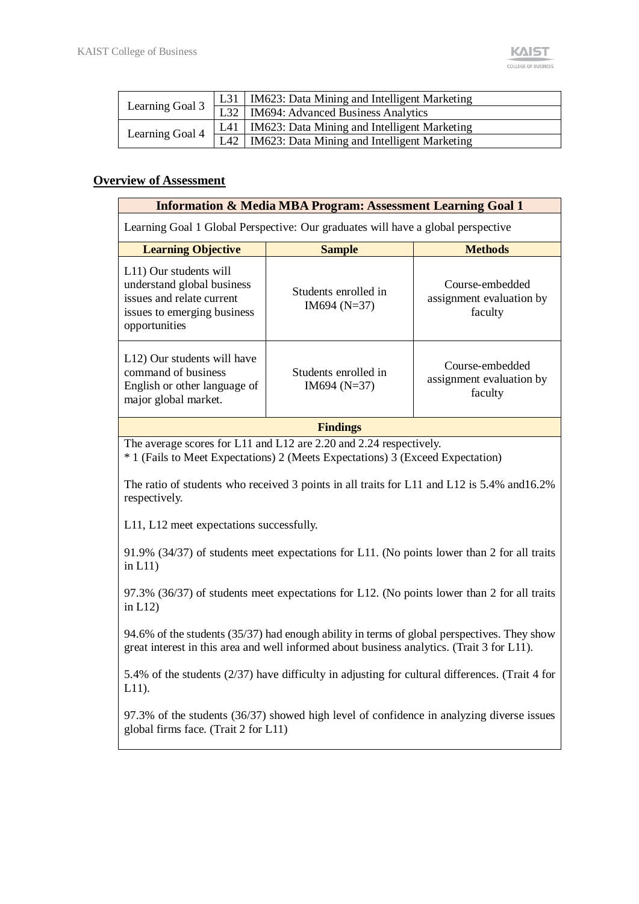| Learning Goal 3 | L31 | IM623: Data Mining and Intelligent Marketing |
|---|---|---|
| | L32 | IM694: Advanced Business Analytics |
| Learning Goal 4 | L41 | IM623: Data Mining and Intelligent Marketing |
| | L42 | IM623: Data Mining and Intelligent Marketing |

**Overview of Assessment**

| **Information & Media MBA Program: Assessment Learning Goal 1** | | |
|---|---|---|
| Learning Goal 1 Global Perspective: Our graduates will have a global perspective | | |
| **Learning Objective** | **Sample** | **Methods** |
| L11) Our students will understand global business issues and relate current issues to emerging business opportunities | Students enrolled in IM694 (N=37) | Course-embedded assignment evaluation by faculty |
| L12) Our students will have command of business English or other language of major global market. | Students enrolled in IM694 (N=37) | Course-embedded assignment evaluation by faculty |
| **Findings** | | |

The average scores for L11 and L12 are 2.20 and 2.24 respectively.
* 1 (Fails to Meet Expectations) 2 (Meets Expectations) 3 (Exceed Expectation)

The ratio of students who received 3 points in all traits for L11 and L12 is 5.4% and16.2% respectively.

L11, L12 meet expectations successfully.

91.9% (34/37) of students meet expectations for L11. (No points lower than 2 for all traits in L11)

97.3% (36/37) of students meet expectations for L12. (No points lower than 2 for all traits in L12)

94.6% of the students (35/37) had enough ability in terms of global perspectives. They show great interest in this area and well informed about business analytics. (Trait 3 for L11).

5.4% of the students (2/37) have difficulty in adjusting for cultural differences. (Trait 4 for L11).

97.3% of the students (36/37) showed high level of confidence in analyzing diverse issues global firms face. (Trait 2 for L11)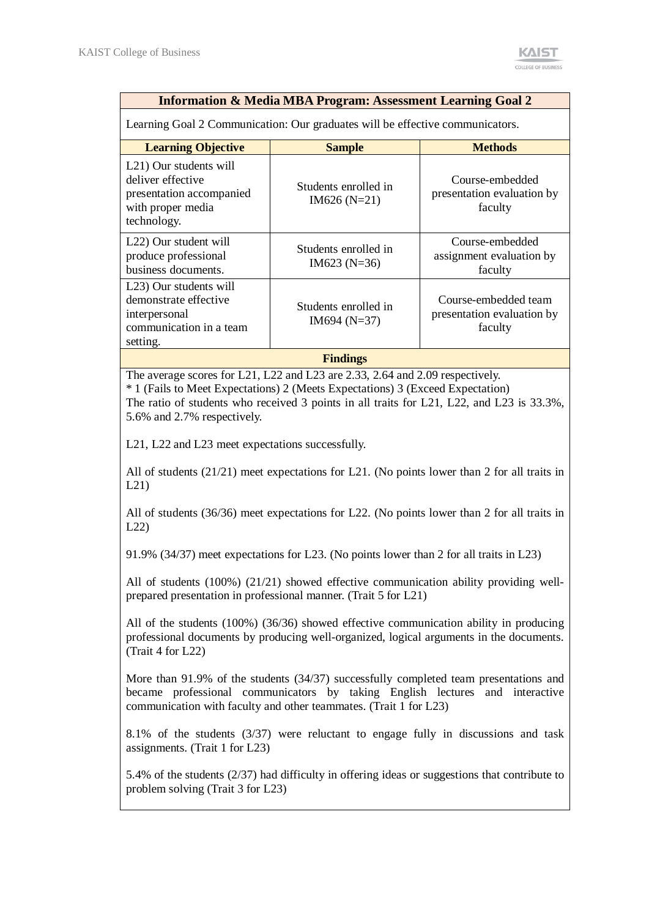## Information & Media MBA Program: Assessment Learning Goal 2

Learning Goal 2 Communication: Our graduates will be effective communicators.

| Learning Objective | Sample | Methods |
|---|---|---|
| L21) Our students will deliver effective presentation accompanied with proper media technology. | Students enrolled in IM626 (N=21) | Course-embedded presentation evaluation by faculty |
| L22) Our student will produce professional business documents. | Students enrolled in IM623 (N=36) | Course-embedded assignment evaluation by faculty |
| L23) Our students will demonstrate effective interpersonal communication in a team setting. | Students enrolled in IM694 (N=37) | Course-embedded team presentation evaluation by faculty |

### Findings

The average scores for L21, L22 and L23 are 2.33, 2.64 and 2.09 respectively.
* 1 (Fails to Meet Expectations) 2 (Meets Expectations) 3 (Exceed Expectation)
The ratio of students who received 3 points in all traits for L21, L22, and L23 is 33.3%, 5.6% and 2.7% respectively.

L21, L22 and L23 meet expectations successfully.

All of students (21/21) meet expectations for L21. (No points lower than 2 for all traits in L21)

All of students (36/36) meet expectations for L22. (No points lower than 2 for all traits in L22)

91.9% (34/37) meet expectations for L23. (No points lower than 2 for all traits in L23)

All of students (100%) (21/21) showed effective communication ability providing well-prepared presentation in professional manner. (Trait 5 for L21)

All of the students (100%) (36/36) showed effective communication ability in producing professional documents by producing well-organized, logical arguments in the documents. (Trait 4 for L22)

More than 91.9% of the students (34/37) successfully completed team presentations and became professional communicators by taking English lectures and interactive communication with faculty and other teammates. (Trait 1 for L23)

8.1% of the students (3/37) were reluctant to engage fully in discussions and task assignments. (Trait 1 for L23)

5.4% of the students (2/37) had difficulty in offering ideas or suggestions that contribute to problem solving (Trait 3 for L23)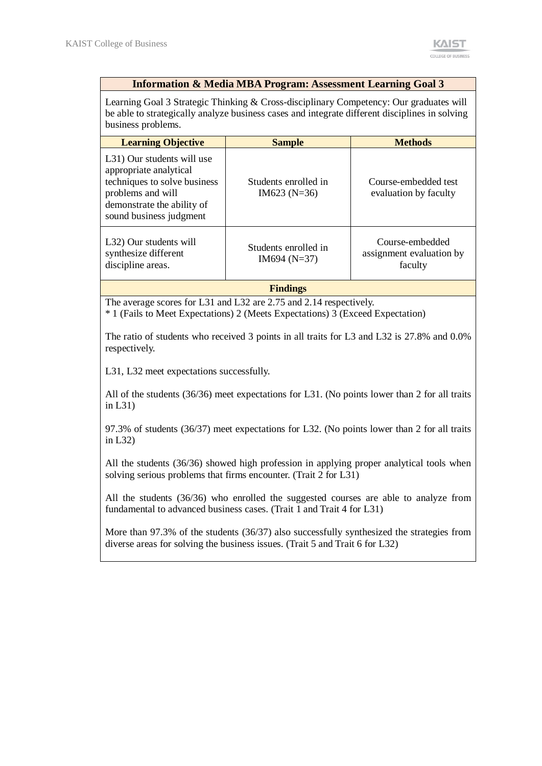| Information & Media MBA Program: Assessment Learning Goal 3 | | |
|---|---|---|
| Learning Goal 3 Strategic Thinking & Cross-disciplinary Competency: Our graduates will be able to strategically analyze business cases and integrate different disciplines in solving business problems. | | |
| **Learning Objective** | **Sample** | **Methods** |
| L31) Our students will use appropriate analytical techniques to solve business problems and will demonstrate the ability of sound business judgment | Students enrolled in IM623 (N=36) | Course-embedded test evaluation by faculty |
| L32) Our students will synthesize different discipline areas. | Students enrolled in IM694 (N=37) | Course-embedded assignment evaluation by faculty |

**Findings**

The average scores for L31 and L32 are 2.75 and 2.14 respectively.
* 1 (Fails to Meet Expectations) 2 (Meets Expectations) 3 (Exceed Expectation)

The ratio of students who received 3 points in all traits for L3 and L32 is 27.8% and 0.0% respectively.

L31, L32 meet expectations successfully.

All of the students (36/36) meet expectations for L31. (No points lower than 2 for all traits in L31)

97.3% of students (36/37) meet expectations for L32. (No points lower than 2 for all traits in L32)

All the students (36/36) showed high profession in applying proper analytical tools when solving serious problems that firms encounter. (Trait 2 for L31)

All the students (36/36) who enrolled the suggested courses are able to analyze from fundamental to advanced business cases. (Trait 1 and Trait 4 for L31)

More than 97.3% of the students (36/37) also successfully synthesized the strategies from diverse areas for solving the business issues. (Trait 5 and Trait 6 for L32)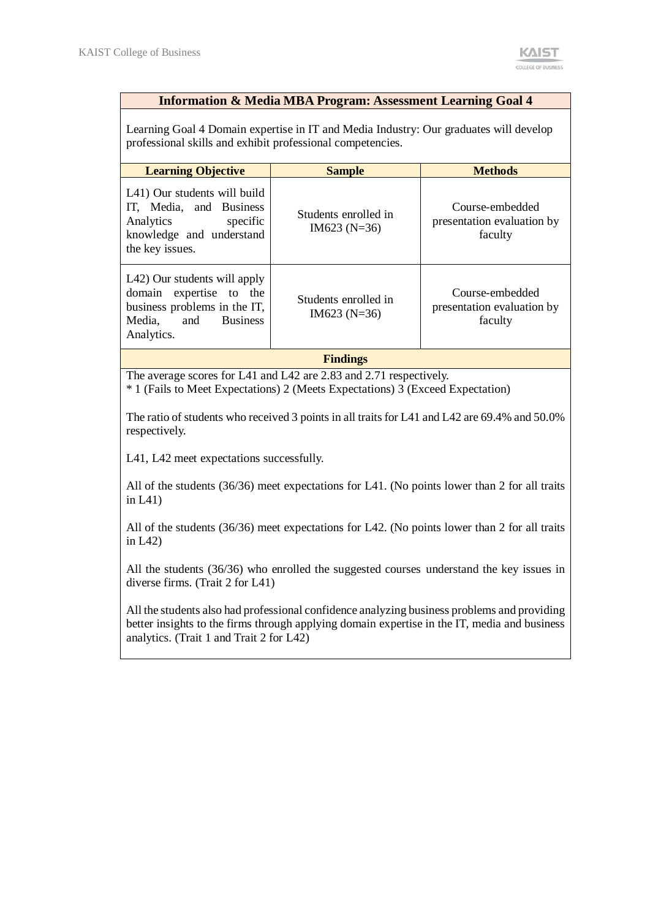## Information & Media MBA Program: Assessment Learning Goal 4

Learning Goal 4 Domain expertise in IT and Media Industry: Our graduates will develop professional skills and exhibit professional competencies.

| Learning Objective | Sample | Methods |
|---|---|---|
| L41) Our students will build IT, Media, and Business Analytics specific knowledge and understand the key issues. | Students enrolled in IM623 (N=36) | Course-embedded presentation evaluation by faculty |
| L42) Our students will apply domain expertise to the business problems in the IT, Media, and Business Analytics. | Students enrolled in IM623 (N=36) | Course-embedded presentation evaluation by faculty |

**Findings**

The average scores for L41 and L42 are 2.83 and 2.71 respectively.
* 1 (Fails to Meet Expectations) 2 (Meets Expectations) 3 (Exceed Expectation)

The ratio of students who received 3 points in all traits for L41 and L42 are 69.4% and 50.0% respectively.

L41, L42 meet expectations successfully.

All of the students (36/36) meet expectations for L41. (No points lower than 2 for all traits in L41)

All of the students (36/36) meet expectations for L42. (No points lower than 2 for all traits in L42)

All the students (36/36) who enrolled the suggested courses understand the key issues in diverse firms. (Trait 2 for L41)

All the students also had professional confidence analyzing business problems and providing better insights to the firms through applying domain expertise in the IT, media and business analytics. (Trait 1 and Trait 2 for L42)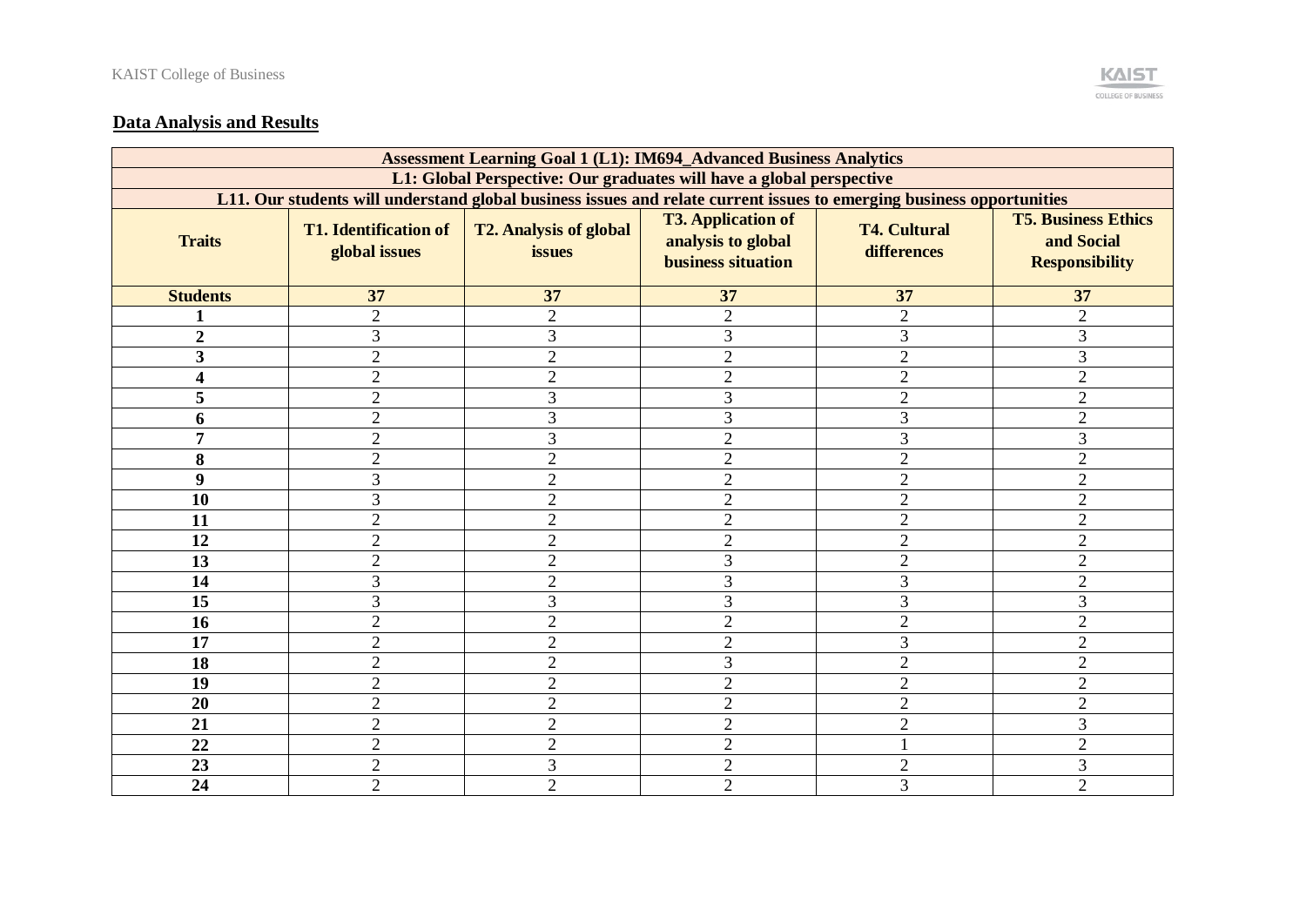## Data Analysis and Results

| Assessment Learning Goal 1 (L1): IM694_Advanced Business Analytics | | | | | |
|---|---|---|---|---|---|
| **L1: Global Perspective: Our graduates will have a global perspective** | | | | | |
| **L11. Our students will understand global business issues and relate current issues to emerging business opportunities** | | | | | |
| **Traits** | **T1. Identification of global issues** | **T2. Analysis of global issues** | **T3. Application of analysis to global business situation** | **T4. Cultural differences** | **T5. Business Ethics and Social Responsibility** |
| **Students** | **37** | **37** | **37** | **37** | **37** |
| **1** | 2 | 2 | 2 | 2 | 2 |
| **2** | 3 | 3 | 3 | 3 | 3 |
| **3** | 2 | 2 | 2 | 2 | 3 |
| **4** | 2 | 2 | 2 | 2 | 2 |
| **5** | 2 | 3 | 3 | 2 | 2 |
| **6** | 2 | 3 | 3 | 3 | 2 |
| **7** | 2 | 3 | 2 | 3 | 3 |
| **8** | 2 | 2 | 2 | 2 | 2 |
| **9** | 3 | 2 | 2 | 2 | 2 |
| **10** | 3 | 2 | 2 | 2 | 2 |
| **11** | 2 | 2 | 2 | 2 | 2 |
| **12** | 2 | 2 | 2 | 2 | 2 |
| **13** | 2 | 2 | 3 | 2 | 2 |
| **14** | 3 | 2 | 3 | 3 | 2 |
| **15** | 3 | 3 | 3 | 3 | 3 |
| **16** | 2 | 2 | 2 | 2 | 2 |
| **17** | 2 | 2 | 2 | 3 | 2 |
| **18** | 2 | 2 | 3 | 2 | 2 |
| **19** | 2 | 2 | 2 | 2 | 2 |
| **20** | 2 | 2 | 2 | 2 | 2 |
| **21** | 2 | 2 | 2 | 2 | 3 |
| **22** | 2 | 2 | 2 | 1 | 2 |
| **23** | 2 | 3 | 2 | 2 | 3 |
| **24** | 2 | 2 | 2 | 3 | 2 |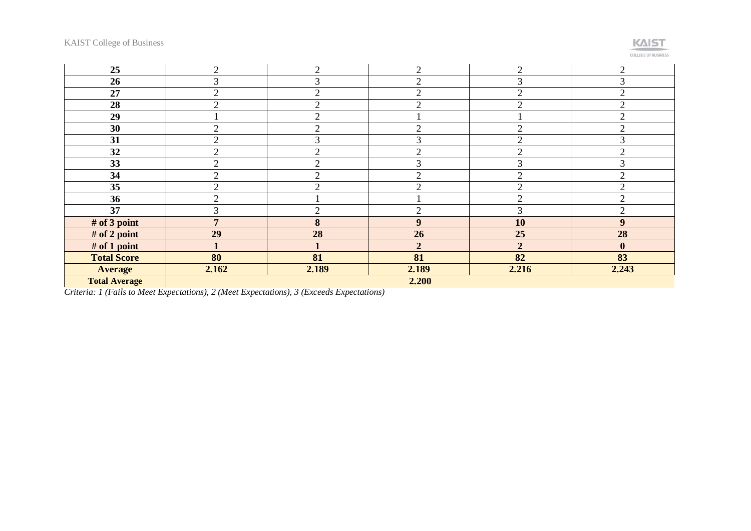| | | | | | |
|---|---|---|---|---|---|
| **25** | 2 | 2 | 2 | 2 | 2 |
| **26** | 3 | 3 | 2 | 3 | 3 |
| **27** | 2 | 2 | 2 | 2 | 2 |
| **28** | 2 | 2 | 2 | 2 | 2 |
| **29** | 1 | 2 | 1 | 1 | 2 |
| **30** | 2 | 2 | 2 | 2 | 2 |
| **31** | 2 | 3 | 3 | 2 | 3 |
| **32** | 2 | 2 | 2 | 2 | 2 |
| **33** | 2 | 2 | 3 | 3 | 3 |
| **34** | 2 | 2 | 2 | 2 | 2 |
| **35** | 2 | 2 | 2 | 2 | 2 |
| **36** | 2 | 1 | 1 | 2 | 2 |
| **37** | 3 | 2 | 2 | 3 | 2 |
| **# of 3 point** | **7** | **8** | **9** | **10** | **9** |
| **# of 2 point** | **29** | **28** | **26** | **25** | **28** |
| **# of 1 point** | **1** | **1** | **2** | **2** | **0** |
| **Total Score** | **80** | **81** | **81** | **82** | **83** |
| **Average** | **2.162** | **2.189** | **2.189** | **2.216** | **2.243** |
| **Total Average** | **2.200** | | | | |

*Criteria: 1 (Fails to Meet Expectations), 2 (Meet Expectations), 3 (Exceeds Expectations)*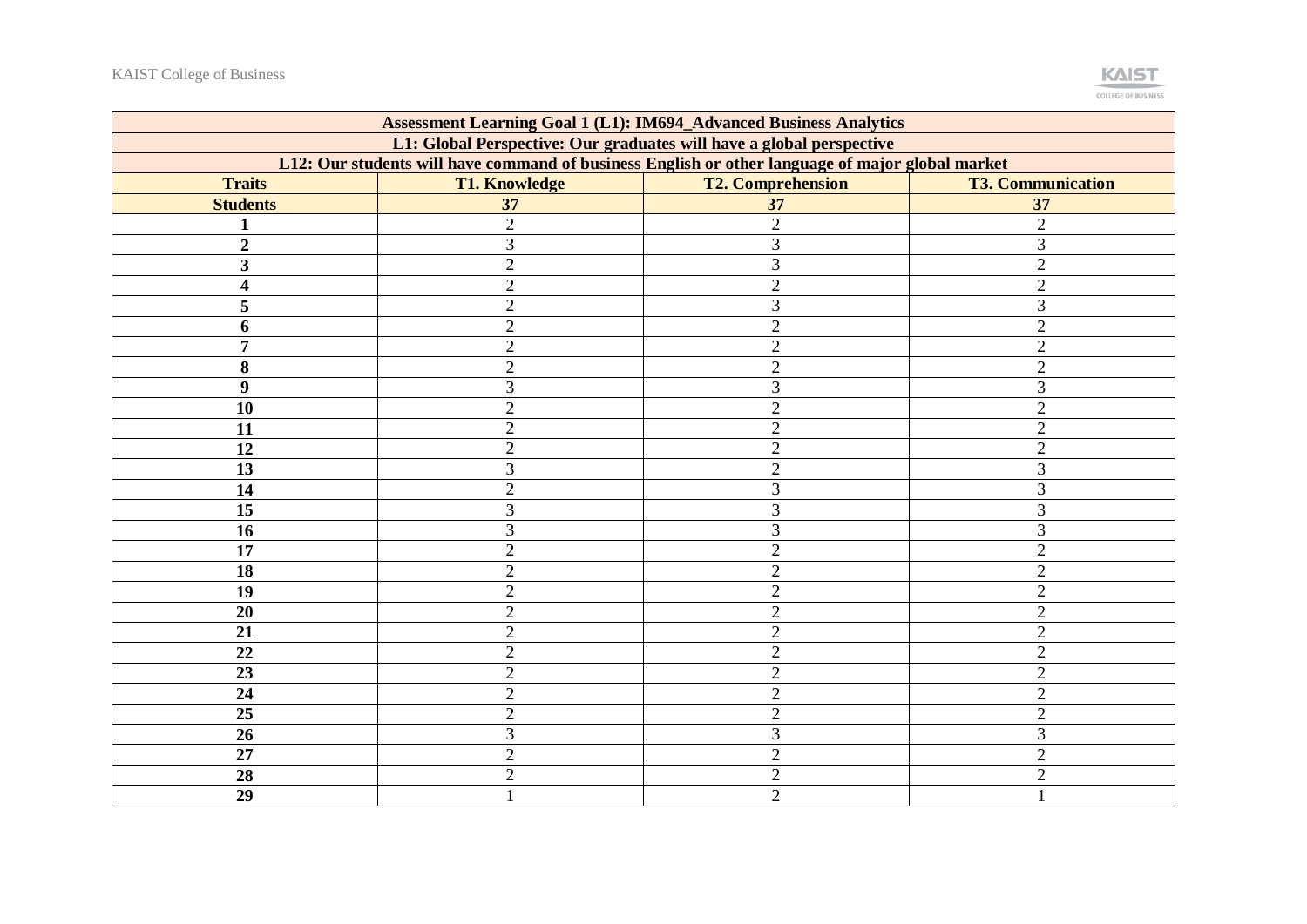| Assessment Learning Goal 1 (L1): IM694_Advanced Business Analytics | | | |
|---|---|---|---|
| L1: Global Perspective: Our graduates will have a global perspective | | | |
| L12: Our students will have command of business English or other language of major global market | | | |
| **Traits** | **T1. Knowledge** | **T2. Comprehension** | **T3. Communication** |
| **Students** | **37** | **37** | **37** |
| **1** | 2 | 2 | 2 |
| **2** | 3 | 3 | 3 |
| **3** | 2 | 3 | 2 |
| **4** | 2 | 2 | 2 |
| **5** | 2 | 3 | 3 |
| **6** | 2 | 2 | 2 |
| **7** | 2 | 2 | 2 |
| **8** | 2 | 2 | 2 |
| **9** | 3 | 3 | 3 |
| **10** | 2 | 2 | 2 |
| **11** | 2 | 2 | 2 |
| **12** | 2 | 2 | 2 |
| **13** | 3 | 2 | 3 |
| **14** | 2 | 3 | 3 |
| **15** | 3 | 3 | 3 |
| **16** | 3 | 3 | 3 |
| **17** | 2 | 2 | 2 |
| **18** | 2 | 2 | 2 |
| **19** | 2 | 2 | 2 |
| **20** | 2 | 2 | 2 |
| **21** | 2 | 2 | 2 |
| **22** | 2 | 2 | 2 |
| **23** | 2 | 2 | 2 |
| **24** | 2 | 2 | 2 |
| **25** | 2 | 2 | 2 |
| **26** | 3 | 3 | 3 |
| **27** | 2 | 2 | 2 |
| **28** | 2 | 2 | 2 |
| **29** | 1 | 2 | 1 |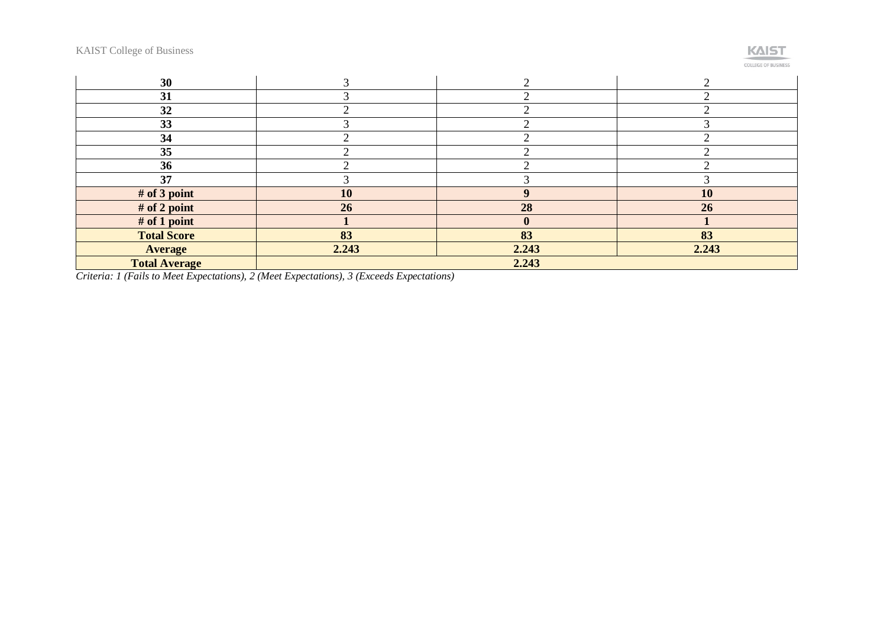| 30 | 3 | 2 | 2 |
|---|---|---|---|
| **31** | 3 | 2 | 2 |
| **32** | 2 | 2 | 2 |
| **33** | 3 | 2 | 3 |
| **34** | 2 | 2 | 2 |
| **35** | 2 | 2 | 2 |
| **36** | 2 | 2 | 2 |
| **37** | 3 | 3 | 3 |
| **# of 3 point** | **10** | **9** | **10** |
| **# of 2 point** | **26** | **28** | **26** |
| **# of 1 point** | **1** | **0** | **1** |
| **Total Score** | **83** | **83** | **83** |
| **Average** | **2.243** | **2.243** | **2.243** |
| **Total Average** | **2.243** | | |

*Criteria: 1 (Fails to Meet Expectations), 2 (Meet Expectations), 3 (Exceeds Expectations)*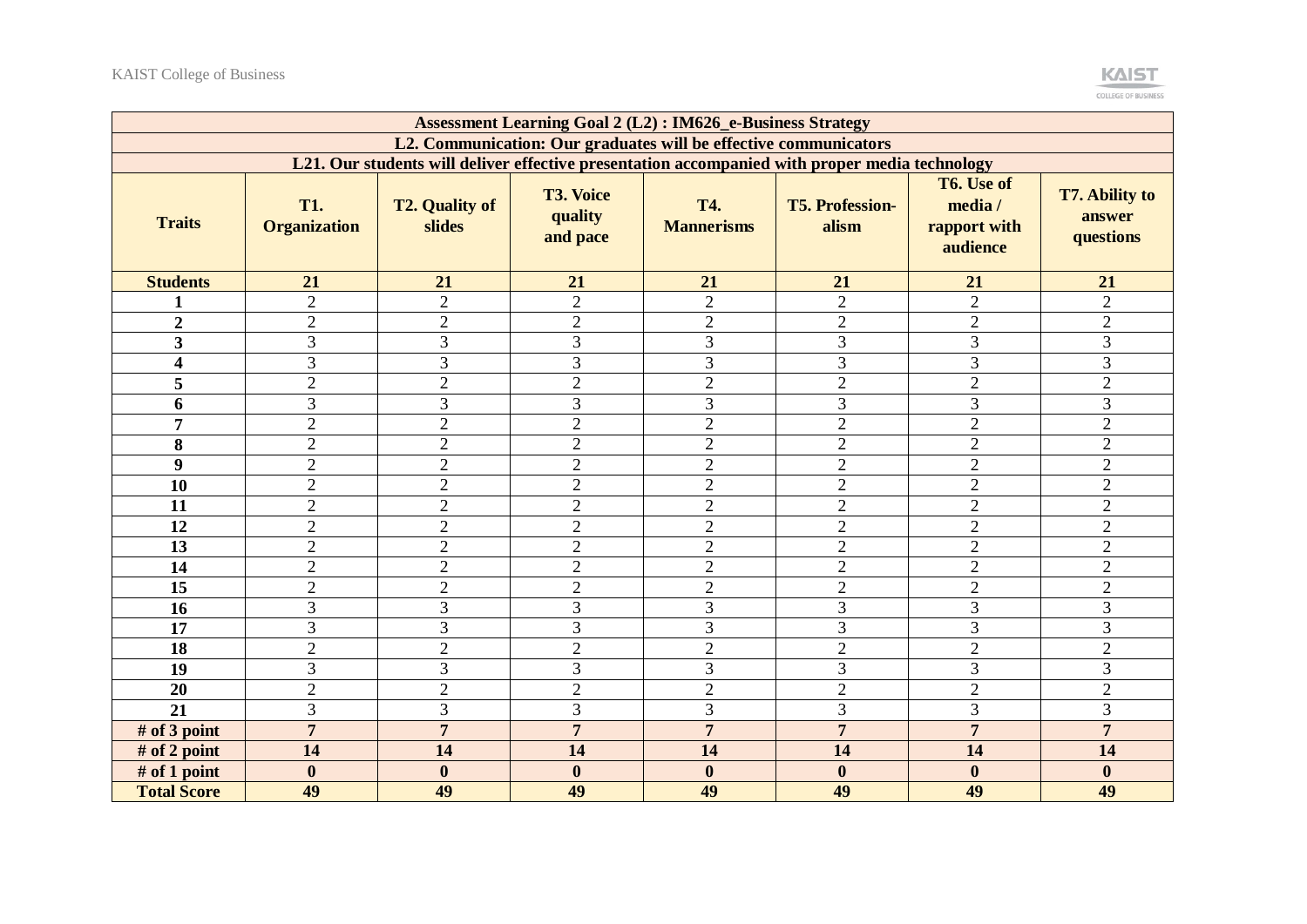| Assessment Learning Goal 2 (L2) : IM626_e-Business Strategy | | | | | | | |
|---|---|---|---|---|---|---|---|
| L2. Communication: Our graduates will be effective communicators | | | | | | | |
| L21. Our students will deliver effective presentation accompanied with proper media technology | | | | | | | |
| **Traits** | **T1. Organization** | **T2. Quality of slides** | **T3. Voice quality and pace** | **T4. Mannerisms** | **T5. Profession-alism** | **T6. Use of media / rapport with audience** | **T7. Ability to answer questions** |
| **Students** | **21** | **21** | **21** | **21** | **21** | **21** | **21** |
| **1** | 2 | 2 | 2 | 2 | 2 | 2 | 2 |
| **2** | 2 | 2 | 2 | 2 | 2 | 2 | 2 |
| **3** | 3 | 3 | 3 | 3 | 3 | 3 | 3 |
| **4** | 3 | 3 | 3 | 3 | 3 | 3 | 3 |
| **5** | 2 | 2 | 2 | 2 | 2 | 2 | 2 |
| **6** | 3 | 3 | 3 | 3 | 3 | 3 | 3 |
| **7** | 2 | 2 | 2 | 2 | 2 | 2 | 2 |
| **8** | 2 | 2 | 2 | 2 | 2 | 2 | 2 |
| **9** | 2 | 2 | 2 | 2 | 2 | 2 | 2 |
| **10** | 2 | 2 | 2 | 2 | 2 | 2 | 2 |
| **11** | 2 | 2 | 2 | 2 | 2 | 2 | 2 |
| **12** | 2 | 2 | 2 | 2 | 2 | 2 | 2 |
| **13** | 2 | 2 | 2 | 2 | 2 | 2 | 2 |
| **14** | 2 | 2 | 2 | 2 | 2 | 2 | 2 |
| **15** | 2 | 2 | 2 | 2 | 2 | 2 | 2 |
| **16** | 3 | 3 | 3 | 3 | 3 | 3 | 3 |
| **17** | 3 | 3 | 3 | 3 | 3 | 3 | 3 |
| **18** | 2 | 2 | 2 | 2 | 2 | 2 | 2 |
| **19** | 3 | 3 | 3 | 3 | 3 | 3 | 3 |
| **20** | 2 | 2 | 2 | 2 | 2 | 2 | 2 |
| **21** | 3 | 3 | 3 | 3 | 3 | 3 | 3 |
| **# of 3 point** | **7** | **7** | **7** | **7** | **7** | **7** | **7** |
| **# of 2 point** | **14** | **14** | **14** | **14** | **14** | **14** | **14** |
| **# of 1 point** | **0** | **0** | **0** | **0** | **0** | **0** | **0** |
| **Total Score** | **49** | **49** | **49** | **49** | **49** | **49** | **49** |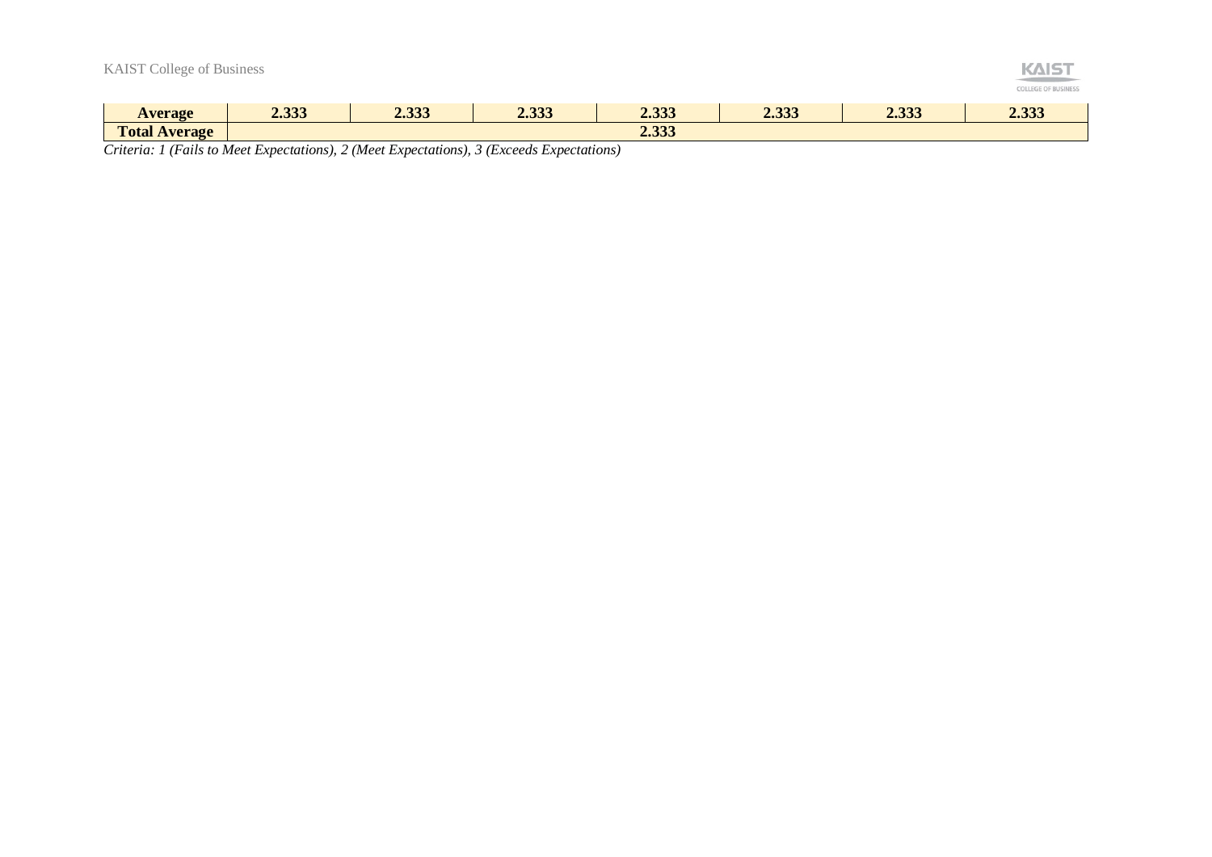| **Average** | **2.333** | **2.333** | **2.333** | **2.333** | **2.333** | **2.333** | **2.333** |
|---|---|---|---|---|---|---|---|
| **Total Average** | **2.333** | | | | | | |

*Criteria: 1 (Fails to Meet Expectations), 2 (Meet Expectations), 3 (Exceeds Expectations)*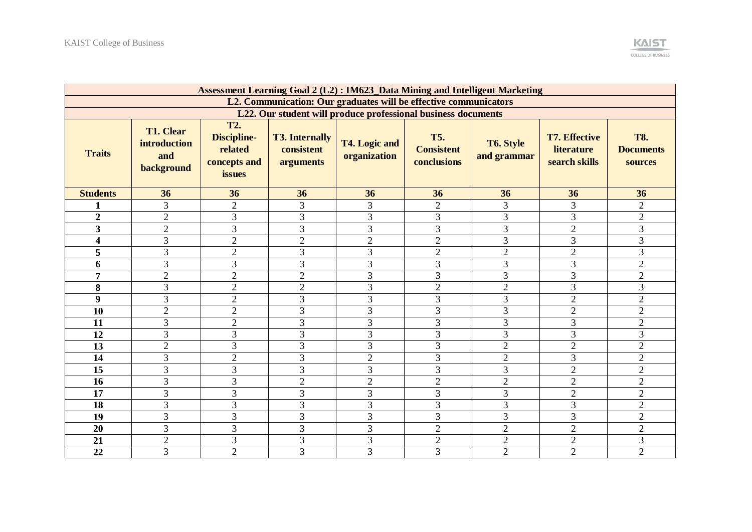| Assessment Learning Goal 2 (L2) : IM623_Data Mining and Intelligent Marketing | | | | | | | | |
|---|---|---|---|---|---|---|---|---|
| **L2. Communication: Our graduates will be effective communicators** | | | | | | | | |
| **L22. Our student will produce professional business documents** | | | | | | | | |
| **Traits** | **T1. Clear introduction and background** | **T2. Discipline-related concepts and issues** | **T3. Internally consistent arguments** | **T4. Logic and organization** | **T5. Consistent conclusions** | **T6. Style and grammar** | **T7. Effective literature search skills** | **T8. Documents sources** |
| **Students** | **36** | **36** | **36** | **36** | **36** | **36** | **36** | **36** |
| **1** | 3 | 2 | 3 | 3 | 2 | 3 | 3 | 2 |
| **2** | 2 | 3 | 3 | 3 | 3 | 3 | 3 | 2 |
| **3** | 2 | 3 | 3 | 3 | 3 | 3 | 2 | 3 |
| **4** | 3 | 2 | 2 | 2 | 2 | 3 | 3 | 3 |
| **5** | 3 | 2 | 3 | 3 | 2 | 2 | 2 | 3 |
| **6** | 3 | 3 | 3 | 3 | 3 | 3 | 3 | 2 |
| **7** | 2 | 2 | 2 | 3 | 3 | 3 | 3 | 2 |
| **8** | 3 | 2 | 2 | 3 | 2 | 2 | 3 | 3 |
| **9** | 3 | 2 | 3 | 3 | 3 | 3 | 2 | 2 |
| **10** | 2 | 2 | 3 | 3 | 3 | 3 | 2 | 2 |
| **11** | 3 | 2 | 3 | 3 | 3 | 3 | 3 | 2 |
| **12** | 3 | 3 | 3 | 3 | 3 | 3 | 3 | 3 |
| **13** | 2 | 3 | 3 | 3 | 3 | 2 | 2 | 2 |
| **14** | 3 | 2 | 3 | 2 | 3 | 2 | 3 | 2 |
| **15** | 3 | 3 | 3 | 3 | 3 | 3 | 2 | 2 |
| **16** | 3 | 3 | 2 | 2 | 2 | 2 | 2 | 2 |
| **17** | 3 | 3 | 3 | 3 | 3 | 3 | 2 | 2 |
| **18** | 3 | 3 | 3 | 3 | 3 | 3 | 3 | 2 |
| **19** | 3 | 3 | 3 | 3 | 3 | 3 | 3 | 2 |
| **20** | 3 | 3 | 3 | 3 | 2 | 2 | 2 | 2 |
| **21** | 2 | 3 | 3 | 3 | 2 | 2 | 2 | 3 |
| **22** | 3 | 2 | 3 | 3 | 3 | 2 | 2 | 2 |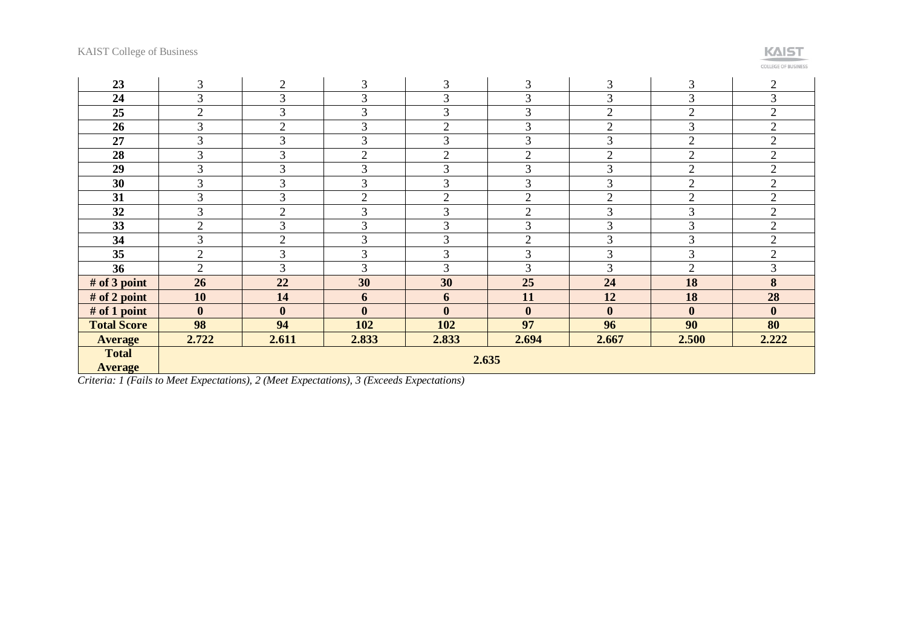| 23 | 3 | 2 | 3 | 3 | 3 | 3 | 3 | 2 |
|---|---|---|---|---|---|---|---|---|
| 24 | 3 | 3 | 3 | 3 | 3 | 3 | 3 | 3 |
| 25 | 2 | 3 | 3 | 3 | 3 | 2 | 2 | 2 |
| 26 | 3 | 2 | 3 | 2 | 3 | 2 | 3 | 2 |
| 27 | 3 | 3 | 3 | 3 | 3 | 3 | 2 | 2 |
| 28 | 3 | 3 | 2 | 2 | 2 | 2 | 2 | 2 |
| 29 | 3 | 3 | 3 | 3 | 3 | 3 | 2 | 2 |
| 30 | 3 | 3 | 3 | 3 | 3 | 3 | 2 | 2 |
| 31 | 3 | 3 | 2 | 2 | 2 | 2 | 2 | 2 |
| 32 | 3 | 2 | 3 | 3 | 2 | 3 | 3 | 2 |
| 33 | 2 | 3 | 3 | 3 | 3 | 3 | 3 | 2 |
| 34 | 3 | 2 | 3 | 3 | 2 | 3 | 3 | 2 |
| 35 | 2 | 3 | 3 | 3 | 3 | 3 | 3 | 2 |
| 36 | 2 | 3 | 3 | 3 | 3 | 3 | 2 | 3 |
| **# of 3 point** | **26** | **22** | **30** | **30** | **25** | **24** | **18** | **8** |
| **# of 2 point** | **10** | **14** | **6** | **6** | **11** | **12** | **18** | **28** |
| **# of 1 point** | **0** | **0** | **0** | **0** | **0** | **0** | **0** | **0** |
| **Total Score** | **98** | **94** | **102** | **102** | **97** | **96** | **90** | **80** |
| **Average** | **2.722** | **2.611** | **2.833** | **2.833** | **2.694** | **2.667** | **2.500** | **2.222** |
| **Total Average** | **2.635** | | | | | | | |

*Criteria: 1 (Fails to Meet Expectations), 2 (Meet Expectations), 3 (Exceeds Expectations)*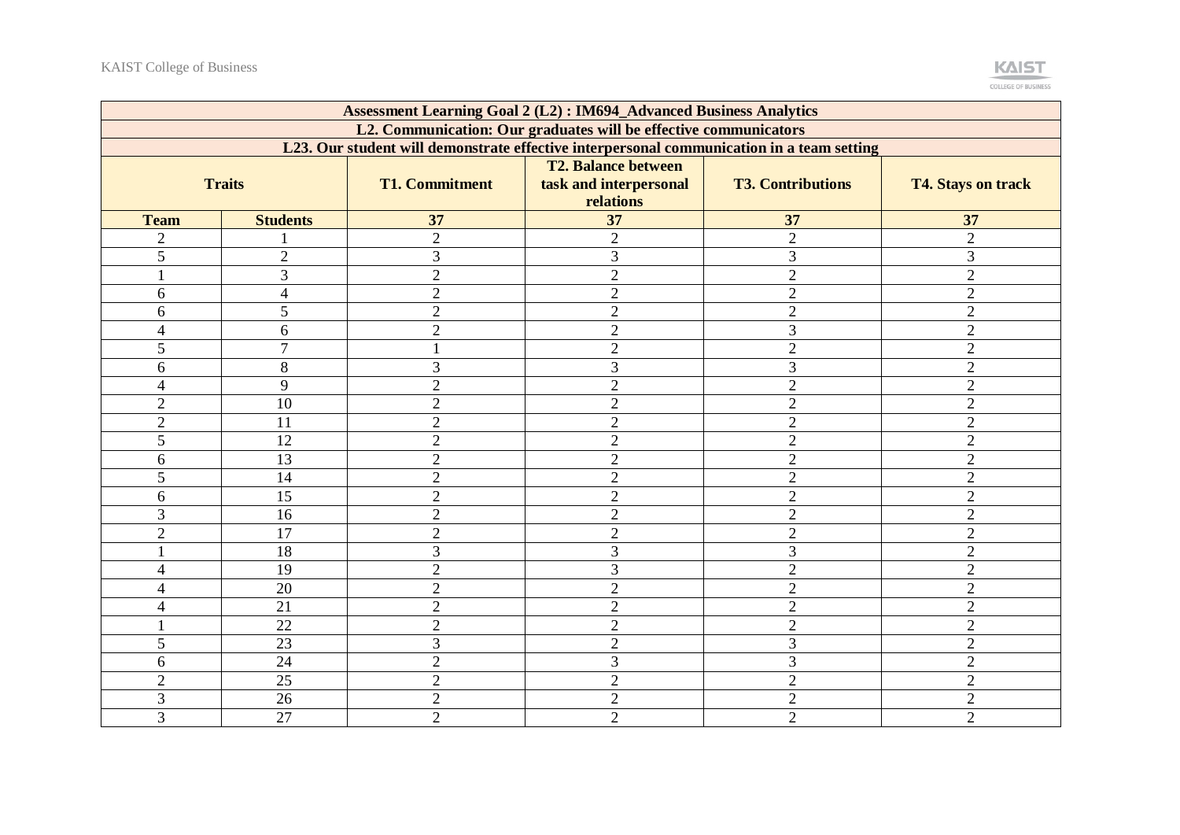| Assessment Learning Goal 2 (L2) : IM694_Advanced Business Analytics | | | | | |
|---|---|---|---|---|---|
| L2. Communication: Our graduates will be effective communicators | | | | | |
| L23. Our student will demonstrate effective interpersonal communication in a team setting | | | | | |
| **Traits** | | **T1. Commitment** | **T2. Balance between task and interpersonal relations** | **T3. Contributions** | **T4. Stays on track** |
| **Team** | **Students** | **37** | **37** | **37** | **37** |
| 2 | 1 | 2 | 2 | 2 | 2 |
| 5 | 2 | 3 | 3 | 3 | 3 |
| 1 | 3 | 2 | 2 | 2 | 2 |
| 6 | 4 | 2 | 2 | 2 | 2 |
| 6 | 5 | 2 | 2 | 2 | 2 |
| 4 | 6 | 2 | 2 | 3 | 2 |
| 5 | 7 | 1 | 2 | 2 | 2 |
| 6 | 8 | 3 | 3 | 3 | 2 |
| 4 | 9 | 2 | 2 | 2 | 2 |
| 2 | 10 | 2 | 2 | 2 | 2 |
| 2 | 11 | 2 | 2 | 2 | 2 |
| 5 | 12 | 2 | 2 | 2 | 2 |
| 6 | 13 | 2 | 2 | 2 | 2 |
| 5 | 14 | 2 | 2 | 2 | 2 |
| 6 | 15 | 2 | 2 | 2 | 2 |
| 3 | 16 | 2 | 2 | 2 | 2 |
| 2 | 17 | 2 | 2 | 2 | 2 |
| 1 | 18 | 3 | 3 | 3 | 2 |
| 4 | 19 | 2 | 3 | 2 | 2 |
| 4 | 20 | 2 | 2 | 2 | 2 |
| 4 | 21 | 2 | 2 | 2 | 2 |
| 1 | 22 | 2 | 2 | 2 | 2 |
| 5 | 23 | 3 | 2 | 3 | 2 |
| 6 | 24 | 2 | 3 | 3 | 2 |
| 2 | 25 | 2 | 2 | 2 | 2 |
| 3 | 26 | 2 | 2 | 2 | 2 |
| 3 | 27 | 2 | 2 | 2 | 2 |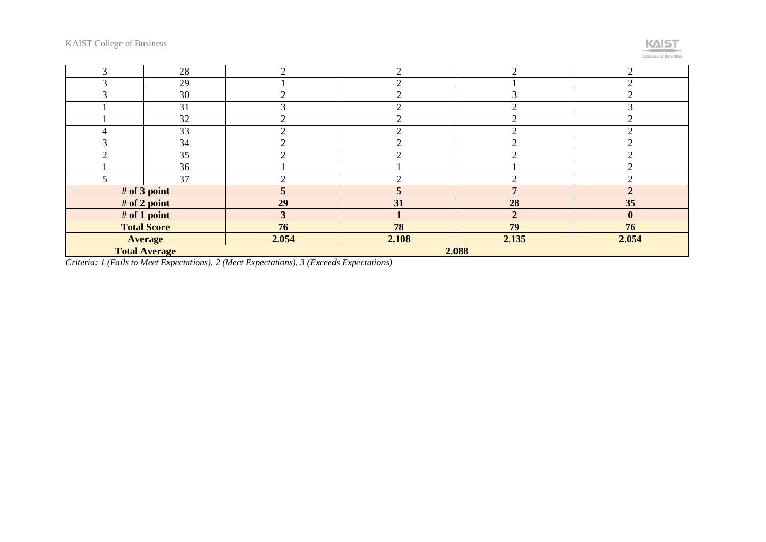| | | | | | |
|---|---|---|---|---|---|
| 3 | 28 | 2 | 2 | 2 | 2 |
| 3 | 29 | 1 | 2 | 1 | 2 |
| 3 | 30 | 2 | 2 | 3 | 2 |
| 1 | 31 | 3 | 2 | 2 | 3 |
| 1 | 32 | 2 | 2 | 2 | 2 |
| 4 | 33 | 2 | 2 | 2 | 2 |
| 3 | 34 | 2 | 2 | 2 | 2 |
| 2 | 35 | 2 | 2 | 2 | 2 |
| 1 | 36 | 1 | 1 | 1 | 2 |
| 5 | 37 | 2 | 2 | 2 | 2 |
| **# of 3 point** | | **5** | **5** | **7** | **2** |
| **# of 2 point** | | **29** | **31** | **28** | **35** |
| **# of 1 point** | | **3** | **1** | **2** | **0** |
| **Total Score** | | **76** | **78** | **79** | **76** |
| **Average** | | **2.054** | **2.108** | **2.135** | **2.054** |
| **Total Average** | | **2.088** | | | |

*Criteria: 1 (Fails to Meet Expectations), 2 (Meet Expectations), 3 (Exceeds Expectations)*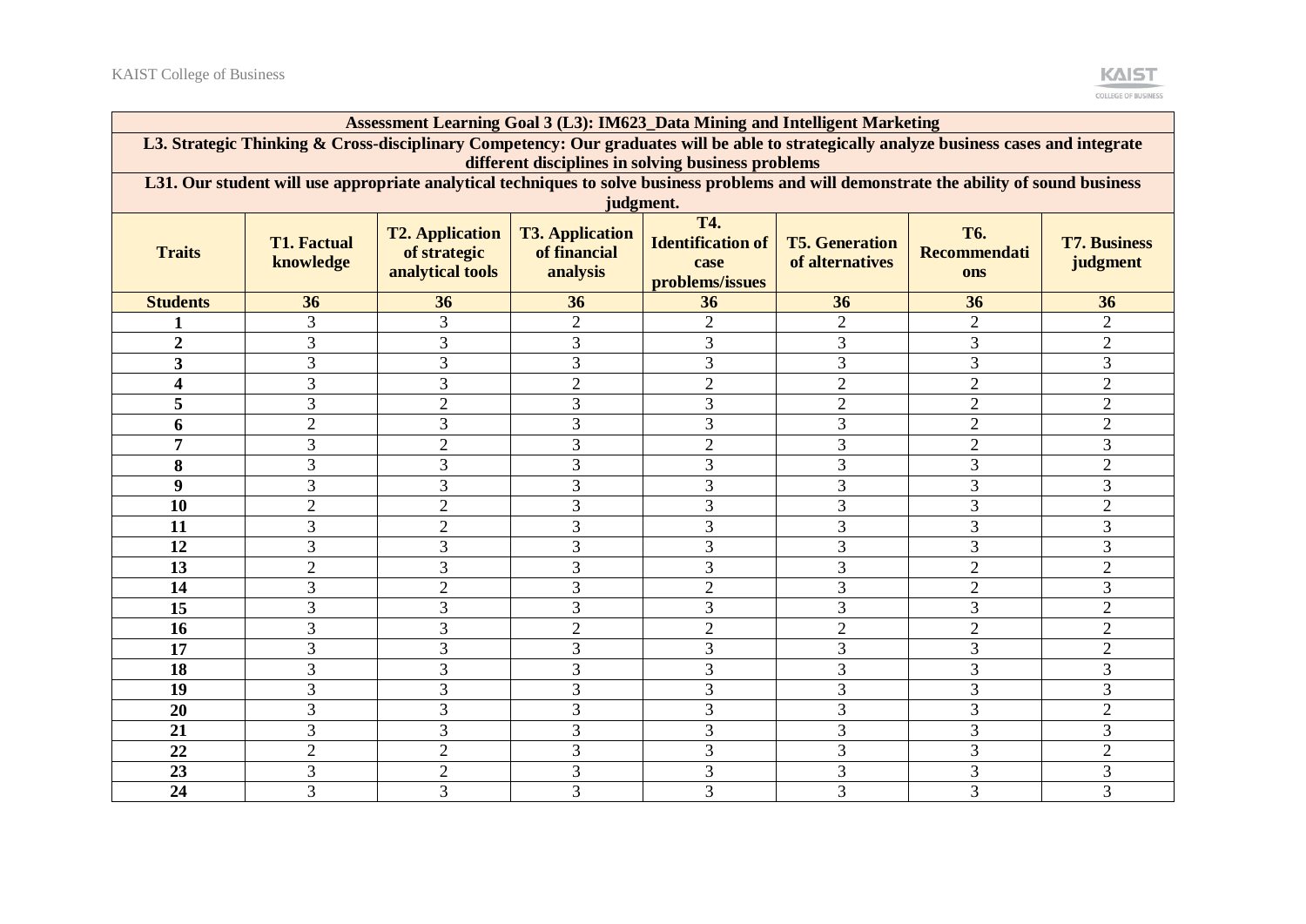| Assessment Learning Goal 3 (L3): IM623_Data Mining and Intelligent Marketing | | | | | | | |
|---|---|---|---|---|---|---|---|
| L3. Strategic Thinking & Cross-disciplinary Competency: Our graduates will be able to strategically analyze business cases and integrate different disciplines in solving business problems | | | | | | | |
| L31. Our student will use appropriate analytical techniques to solve business problems and will demonstrate the ability of sound business judgment. | | | | | | | |
| **Traits** | **T1. Factual knowledge** | **T2. Application of strategic analytical tools** | **T3. Application of financial analysis** | **T4. Identification of case problems/issues** | **T5. Generation of alternatives** | **T6. Recommendations** | **T7. Business judgment** |
| **Students** | **36** | **36** | **36** | **36** | **36** | **36** | **36** |
| **1** | 3 | 3 | 2 | 2 | 2 | 2 | 2 |
| **2** | 3 | 3 | 3 | 3 | 3 | 3 | 2 |
| **3** | 3 | 3 | 3 | 3 | 3 | 3 | 3 |
| **4** | 3 | 3 | 2 | 2 | 2 | 2 | 2 |
| **5** | 3 | 2 | 3 | 3 | 2 | 2 | 2 |
| **6** | 2 | 3 | 3 | 3 | 3 | 2 | 2 |
| **7** | 3 | 2 | 3 | 2 | 3 | 2 | 3 |
| **8** | 3 | 3 | 3 | 3 | 3 | 3 | 2 |
| **9** | 3 | 3 | 3 | 3 | 3 | 3 | 3 |
| **10** | 2 | 2 | 3 | 3 | 3 | 3 | 2 |
| **11** | 3 | 2 | 3 | 3 | 3 | 3 | 3 |
| **12** | 3 | 3 | 3 | 3 | 3 | 3 | 3 |
| **13** | 2 | 3 | 3 | 3 | 3 | 2 | 2 |
| **14** | 3 | 2 | 3 | 2 | 3 | 2 | 3 |
| **15** | 3 | 3 | 3 | 3 | 3 | 3 | 2 |
| **16** | 3 | 3 | 2 | 2 | 2 | 2 | 2 |
| **17** | 3 | 3 | 3 | 3 | 3 | 3 | 2 |
| **18** | 3 | 3 | 3 | 3 | 3 | 3 | 3 |
| **19** | 3 | 3 | 3 | 3 | 3 | 3 | 3 |
| **20** | 3 | 3 | 3 | 3 | 3 | 3 | 2 |
| **21** | 3 | 3 | 3 | 3 | 3 | 3 | 3 |
| **22** | 2 | 2 | 3 | 3 | 3 | 3 | 2 |
| **23** | 3 | 2 | 3 | 3 | 3 | 3 | 3 |
| **24** | 3 | 3 | 3 | 3 | 3 | 3 | 3 |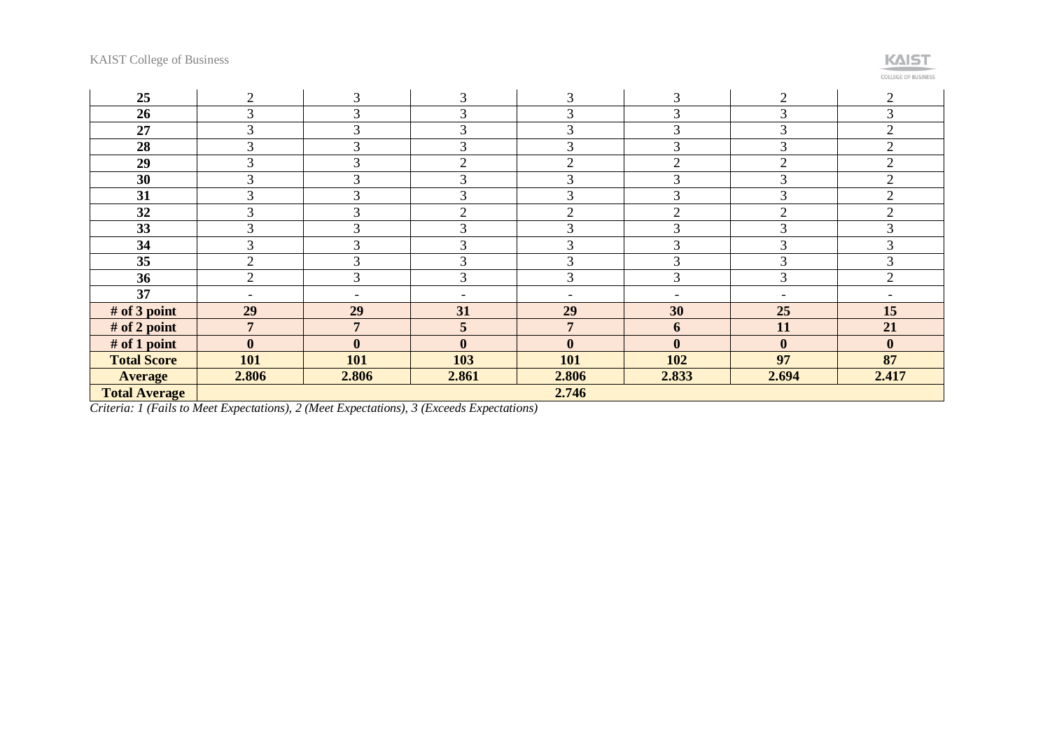| 25 | 2 | 3 | 3 | 3 | 3 | 2 | 2 |
|---|---|---|---|---|---|---|---|
| **26** | 3 | 3 | 3 | 3 | 3 | 3 | 3 |
| **27** | 3 | 3 | 3 | 3 | 3 | 3 | 2 |
| **28** | 3 | 3 | 3 | 3 | 3 | 3 | 2 |
| **29** | 3 | 3 | 2 | 2 | 2 | 2 | 2 |
| **30** | 3 | 3 | 3 | 3 | 3 | 3 | 2 |
| **31** | 3 | 3 | 3 | 3 | 3 | 3 | 2 |
| **32** | 3 | 3 | 2 | 2 | 2 | 2 | 2 |
| **33** | 3 | 3 | 3 | 3 | 3 | 3 | 3 |
| **34** | 3 | 3 | 3 | 3 | 3 | 3 | 3 |
| **35** | 2 | 3 | 3 | 3 | 3 | 3 | 3 |
| **36** | 2 | 3 | 3 | 3 | 3 | 3 | 2 |
| **37** | - | - | - | - | - | - | - |
| **# of 3 point** | **29** | **29** | **31** | **29** | **30** | **25** | **15** |
| **# of 2 point** | **7** | **7** | **5** | **7** | **6** | **11** | **21** |
| **# of 1 point** | **0** | **0** | **0** | **0** | **0** | **0** | **0** |
| **Total Score** | **101** | **101** | **103** | **101** | **102** | **97** | **87** |
| **Average** | **2.806** | **2.806** | **2.861** | **2.806** | **2.833** | **2.694** | **2.417** |
| **Total Average** | **2.746** | | | | | | |

*Criteria: 1 (Fails to Meet Expectations), 2 (Meet Expectations), 3 (Exceeds Expectations)*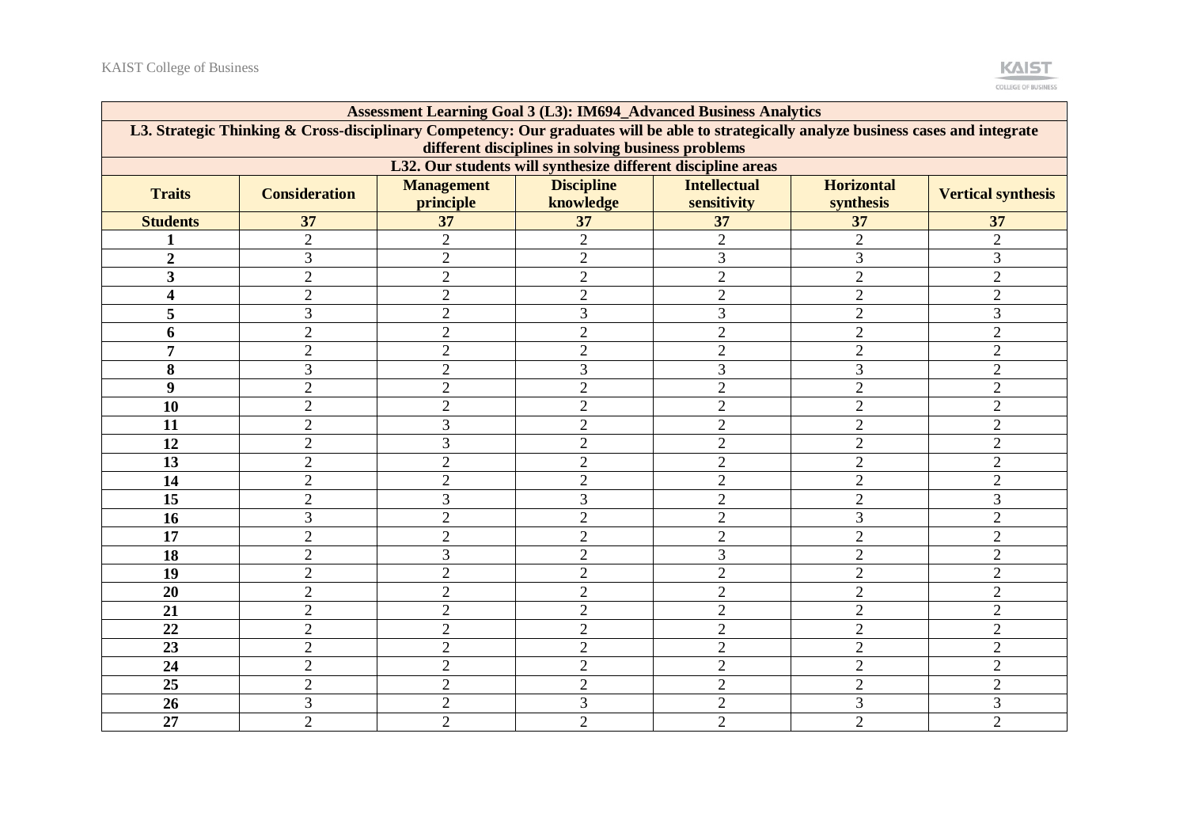| Assessment Learning Goal 3 (L3): IM694_Advanced Business Analytics | | | | | | |
|---|---|---|---|---|---|---|
| L3. Strategic Thinking & Cross-disciplinary Competency: Our graduates will be able to strategically analyze business cases and integrate different disciplines in solving business problems | | | | | | |
| L32. Our students will synthesize different discipline areas | | | | | | |
| **Traits** | **Consideration** | **Management principle** | **Discipline knowledge** | **Intellectual sensitivity** | **Horizontal synthesis** | **Vertical synthesis** |
| **Students** | **37** | **37** | **37** | **37** | **37** | **37** |
| **1** | 2 | 2 | 2 | 2 | 2 | 2 |
| **2** | 3 | 2 | 2 | 3 | 3 | 3 |
| **3** | 2 | 2 | 2 | 2 | 2 | 2 |
| **4** | 2 | 2 | 2 | 2 | 2 | 2 |
| **5** | 3 | 2 | 3 | 3 | 2 | 3 |
| **6** | 2 | 2 | 2 | 2 | 2 | 2 |
| **7** | 2 | 2 | 2 | 2 | 2 | 2 |
| **8** | 3 | 2 | 3 | 3 | 3 | 2 |
| **9** | 2 | 2 | 2 | 2 | 2 | 2 |
| **10** | 2 | 2 | 2 | 2 | 2 | 2 |
| **11** | 2 | 3 | 2 | 2 | 2 | 2 |
| **12** | 2 | 3 | 2 | 2 | 2 | 2 |
| **13** | 2 | 2 | 2 | 2 | 2 | 2 |
| **14** | 2 | 2 | 2 | 2 | 2 | 2 |
| **15** | 2 | 3 | 3 | 2 | 2 | 3 |
| **16** | 3 | 2 | 2 | 2 | 3 | 2 |
| **17** | 2 | 2 | 2 | 2 | 2 | 2 |
| **18** | 2 | 3 | 2 | 3 | 2 | 2 |
| **19** | 2 | 2 | 2 | 2 | 2 | 2 |
| **20** | 2 | 2 | 2 | 2 | 2 | 2 |
| **21** | 2 | 2 | 2 | 2 | 2 | 2 |
| **22** | 2 | 2 | 2 | 2 | 2 | 2 |
| **23** | 2 | 2 | 2 | 2 | 2 | 2 |
| **24** | 2 | 2 | 2 | 2 | 2 | 2 |
| **25** | 2 | 2 | 2 | 2 | 2 | 2 |
| **26** | 3 | 2 | 3 | 2 | 3 | 3 |
| **27** | 2 | 2 | 2 | 2 | 2 | 2 |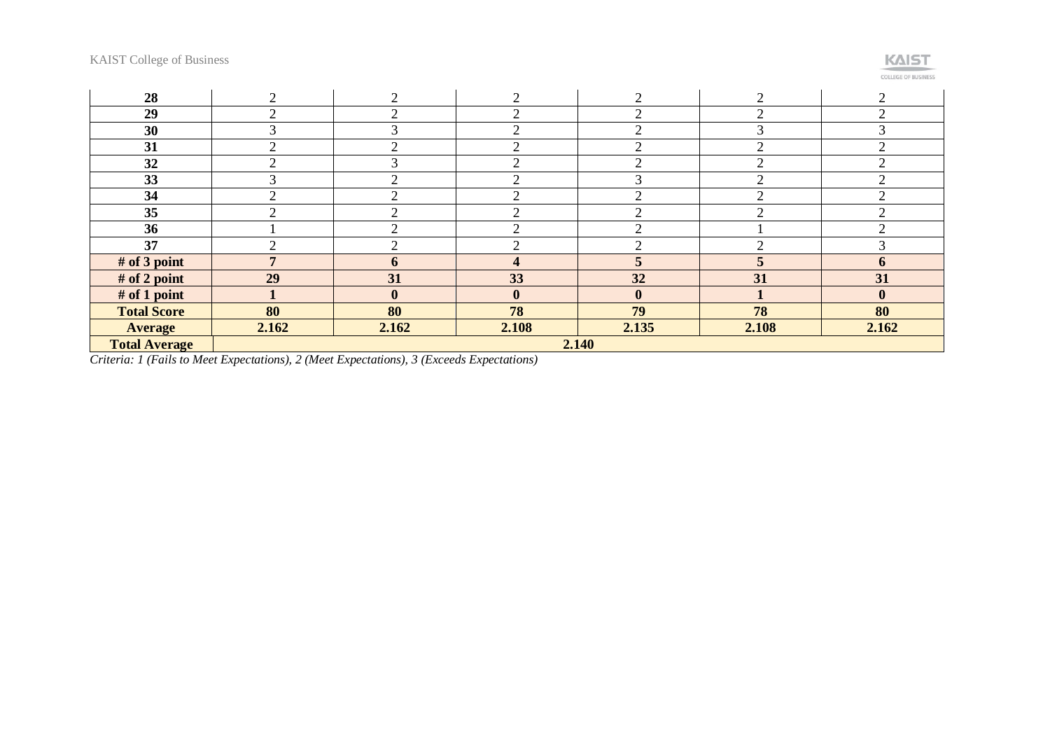| 28 | 2 | 2 | 2 | 2 | 2 | 2 |
|---|---|---|---|---|---|---|
| 29 | 2 | 2 | 2 | 2 | 2 | 2 |
| 30 | 3 | 3 | 2 | 2 | 3 | 3 |
| 31 | 2 | 2 | 2 | 2 | 2 | 2 |
| 32 | 2 | 3 | 2 | 2 | 2 | 2 |
| 33 | 3 | 2 | 2 | 3 | 2 | 2 |
| 34 | 2 | 2 | 2 | 2 | 2 | 2 |
| 35 | 2 | 2 | 2 | 2 | 2 | 2 |
| 36 | 1 | 2 | 2 | 2 | 1 | 2 |
| 37 | 2 | 2 | 2 | 2 | 2 | 3 |
| **# of 3 point** | **7** | **6** | **4** | **5** | **5** | **6** |
| **# of 2 point** | **29** | **31** | **33** | **32** | **31** | **31** |
| **# of 1 point** | **1** | **0** | **0** | **0** | **1** | **0** |
| **Total Score** | **80** | **80** | **78** | **79** | **78** | **80** |
| **Average** | **2.162** | **2.162** | **2.108** | **2.135** | **2.108** | **2.162** |
| **Total Average** | **2.140** | | | | | |

*Criteria: 1 (Fails to Meet Expectations), 2 (Meet Expectations), 3 (Exceeds Expectations)*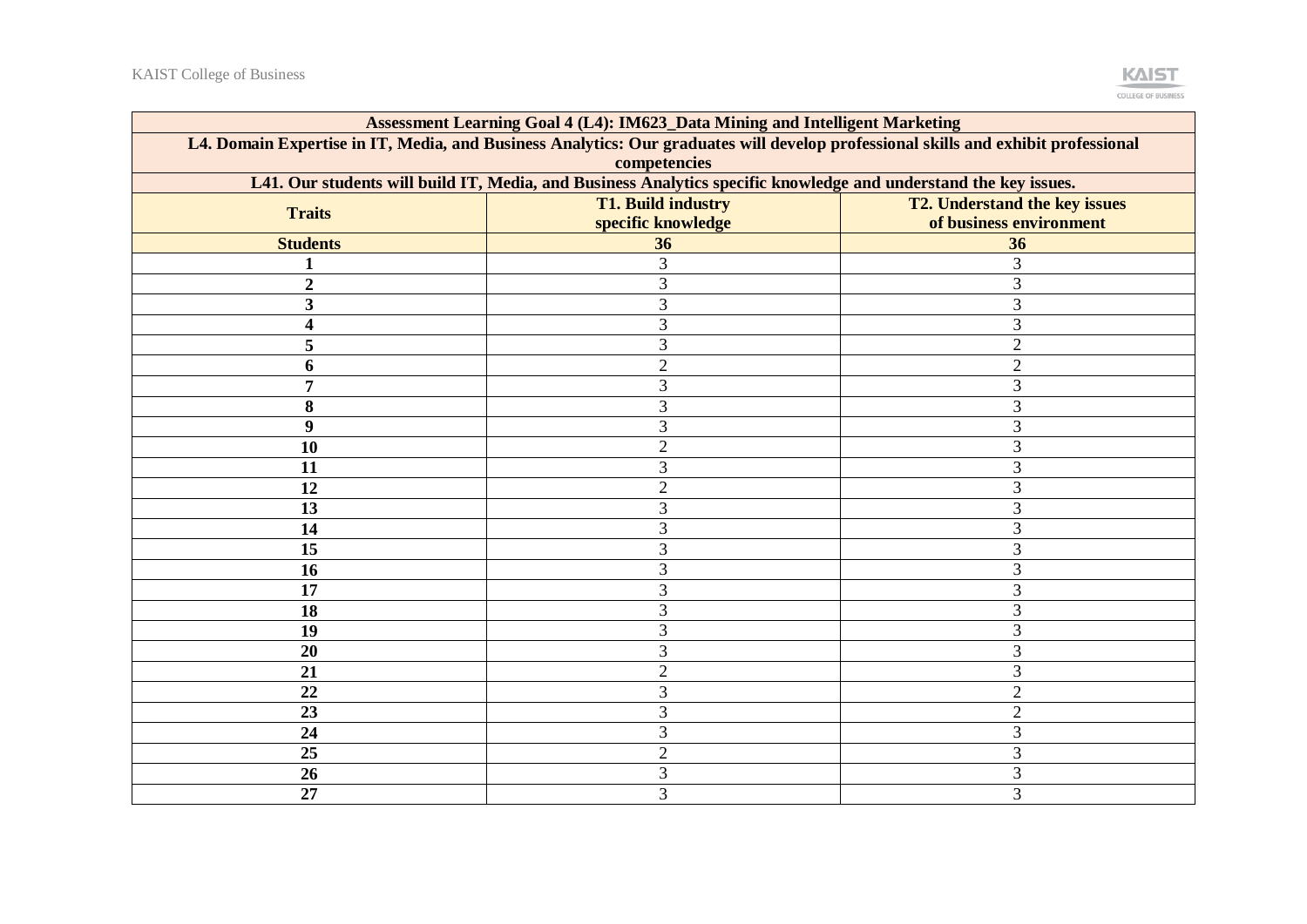| Assessment Learning Goal 4 (L4): IM623_Data Mining and Intelligent Marketing | | |
|---|---|---|
| L4. Domain Expertise in IT, Media, and Business Analytics: Our graduates will develop professional skills and exhibit professional competencies | | |
| L41. Our students will build IT, Media, and Business Analytics specific knowledge and understand the key issues. | | |
| **Traits** | **T1. Build industry specific knowledge** | **T2. Understand the key issues of business environment** |
| **Students** | **36** | **36** |
| **1** | 3 | 3 |
| **2** | 3 | 3 |
| **3** | 3 | 3 |
| **4** | 3 | 3 |
| **5** | 3 | 2 |
| **6** | 2 | 2 |
| **7** | 3 | 3 |
| **8** | 3 | 3 |
| **9** | 3 | 3 |
| **10** | 2 | 3 |
| **11** | 3 | 3 |
| **12** | 2 | 3 |
| **13** | 3 | 3 |
| **14** | 3 | 3 |
| **15** | 3 | 3 |
| **16** | 3 | 3 |
| **17** | 3 | 3 |
| **18** | 3 | 3 |
| **19** | 3 | 3 |
| **20** | 3 | 3 |
| **21** | 2 | 3 |
| **22** | 3 | 2 |
| **23** | 3 | 2 |
| **24** | 3 | 3 |
| **25** | 2 | 3 |
| **26** | 3 | 3 |
| **27** | 3 | 3 |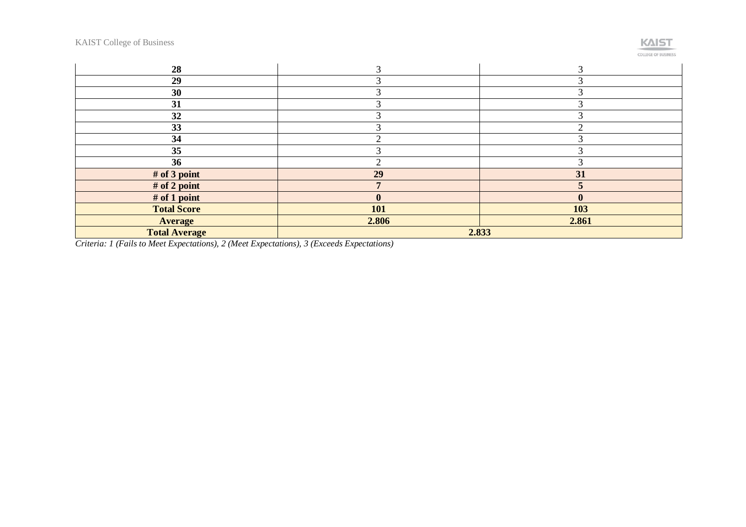| 28 | 3 | 3 |
|---|---|---|
| 29 | 3 | 3 |
| 30 | 3 | 3 |
| 31 | 3 | 3 |
| 32 | 3 | 3 |
| 33 | 3 | 2 |
| 34 | 2 | 3 |
| 35 | 3 | 3 |
| 36 | 2 | 3 |
| **# of 3 point** | **29** | **31** |
| **# of 2 point** | **7** | **5** |
| **# of 1 point** | **0** | **0** |
| **Total Score** | **101** | **103** |
| **Average** | **2.806** | **2.861** |
| **Total Average** | **2.833** | |

*Criteria: 1 (Fails to Meet Expectations), 2 (Meet Expectations), 3 (Exceeds Expectations)*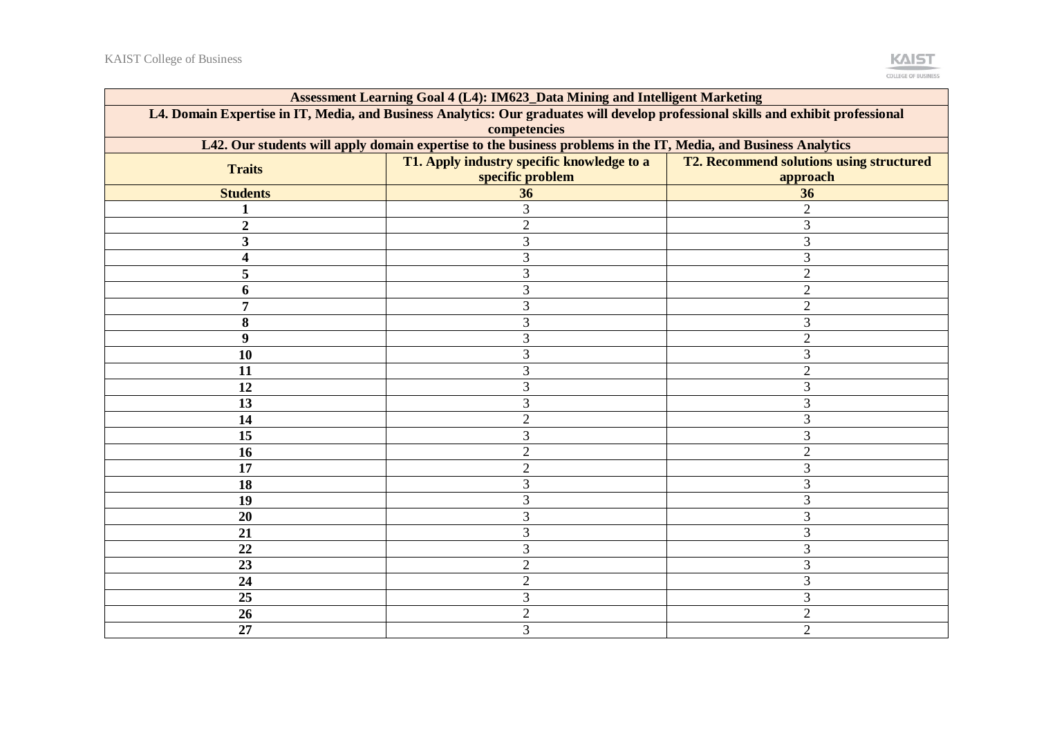| Assessment Learning Goal 4 (L4): IM623_Data Mining and Intelligent Marketing | | |
|---|---|---|
| L4. Domain Expertise in IT, Media, and Business Analytics: Our graduates will develop professional skills and exhibit professional competencies | | |
| L42. Our students will apply domain expertise to the business problems in the IT, Media, and Business Analytics | | |
| **Traits** | **T1. Apply industry specific knowledge to a specific problem** | **T2. Recommend solutions using structured approach** |
| **Students** | **36** | **36** |
| **1** | 3 | 2 |
| **2** | 2 | 3 |
| **3** | 3 | 3 |
| **4** | 3 | 3 |
| **5** | 3 | 2 |
| **6** | 3 | 2 |
| **7** | 3 | 2 |
| **8** | 3 | 3 |
| **9** | 3 | 2 |
| **10** | 3 | 3 |
| **11** | 3 | 2 |
| **12** | 3 | 3 |
| **13** | 3 | 3 |
| **14** | 2 | 3 |
| **15** | 3 | 3 |
| **16** | 2 | 2 |
| **17** | 2 | 3 |
| **18** | 3 | 3 |
| **19** | 3 | 3 |
| **20** | 3 | 3 |
| **21** | 3 | 3 |
| **22** | 3 | 3 |
| **23** | 2 | 3 |
| **24** | 2 | 3 |
| **25** | 3 | 3 |
| **26** | 2 | 2 |
| **27** | 3 | 2 |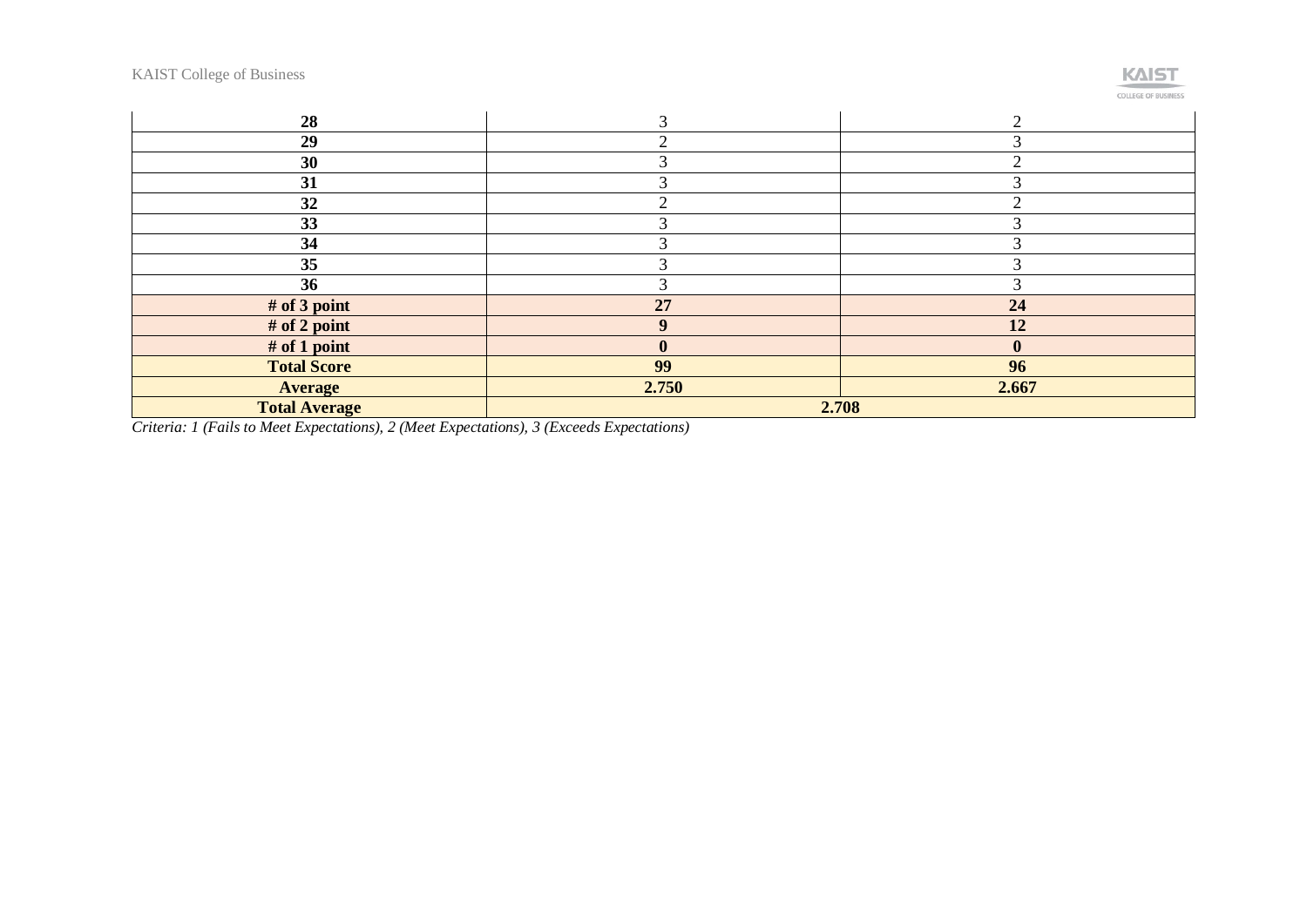| | | |
|---|---|---|
| **28** | 3 | 2 |
| **29** | 2 | 3 |
| **30** | 3 | 2 |
| **31** | 3 | 3 |
| **32** | 2 | 2 |
| **33** | 3 | 3 |
| **34** | 3 | 3 |
| **35** | 3 | 3 |
| **36** | 3 | 3 |
| **# of 3 point** | **27** | **24** |
| **# of 2 point** | **9** | **12** |
| **# of 1 point** | **0** | **0** |
| **Total Score** | **99** | **96** |
| **Average** | **2.750** | **2.667** |
| **Total Average** | **2.708** | |

*Criteria: 1 (Fails to Meet Expectations), 2 (Meet Expectations), 3 (Exceeds Expectations)*